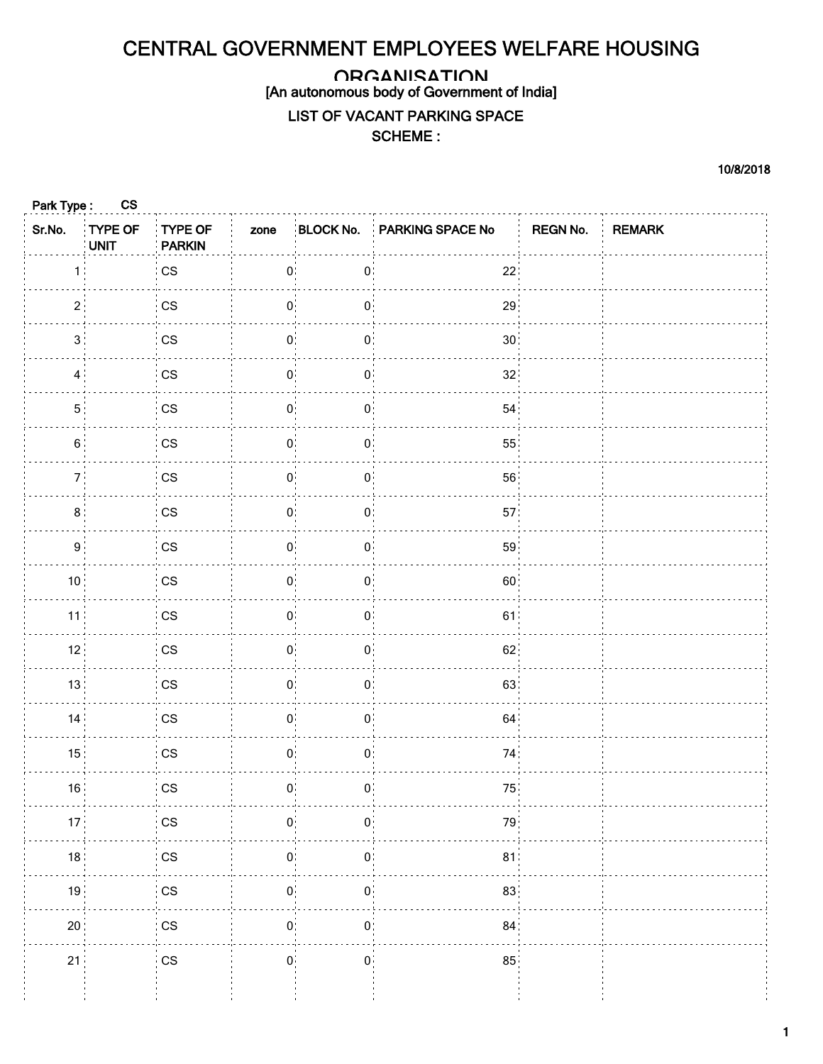# CENTRAL GOVERNMENT EMPLOYEES WELFARE HOUSING ORGANISATION

[An autonomous body of Government of India]

LIST OF VACANT PARKING SPACE

SCHEME :

10/8/2018

**Park Type :** CS

| Sr.No. | TYPE OF UNIT | TYPE OF PARKIN | zone | BLOCK No. | PARKING SPACE No | REGN No. | REMARK |
|---|---|---|---|---|---|---|---|
| 1 | | CS | 0 | 0 | 22 | | |
| 2 | | CS | 0 | 0 | 29 | | |
| 3 | | CS | 0 | 0 | 30 | | |
| 4 | | CS | 0 | 0 | 32 | | |
| 5 | | CS | 0 | 0 | 54 | | |
| 6 | | CS | 0 | 0 | 55 | | |
| 7 | | CS | 0 | 0 | 56 | | |
| 8 | | CS | 0 | 0 | 57 | | |
| 9 | | CS | 0 | 0 | 59 | | |
| 10 | | CS | 0 | 0 | 60 | | |
| 11 | | CS | 0 | 0 | 61 | | |
| 12 | | CS | 0 | 0 | 62 | | |
| 13 | | CS | 0 | 0 | 63 | | |
| 14 | | CS | 0 | 0 | 64 | | |
| 15 | | CS | 0 | 0 | 74 | | |
| 16 | | CS | 0 | 0 | 75 | | |
| 17 | | CS | 0 | 0 | 79 | | |
| 18 | | CS | 0 | 0 | 81 | | |
| 19 | | CS | 0 | 0 | 83 | | |
| 20 | | CS | 0 | 0 | 84 | | |
| 21 | | CS | 0 | 0 | 85 | | |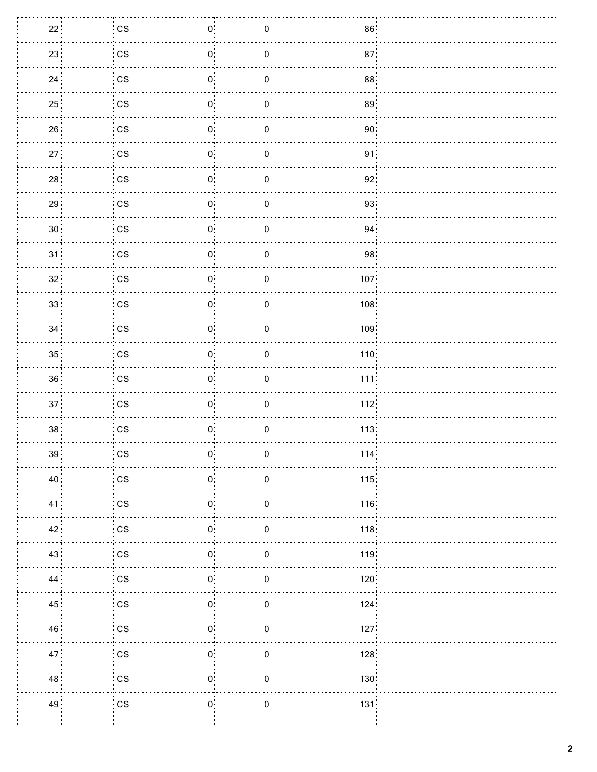| | | | | | | | |
|---|---|---|---|---|---|---|---|
| 22 | | CS | 0 | 0 | 86 | | |
| 23 | | CS | 0 | 0 | 87 | | |
| 24 | | CS | 0 | 0 | 88 | | |
| 25 | | CS | 0 | 0 | 89 | | |
| 26 | | CS | 0 | 0 | 90 | | |
| 27 | | CS | 0 | 0 | 91 | | |
| 28 | | CS | 0 | 0 | 92 | | |
| 29 | | CS | 0 | 0 | 93 | | |
| 30 | | CS | 0 | 0 | 94 | | |
| 31 | | CS | 0 | 0 | 98 | | |
| 32 | | CS | 0 | 0 | 107 | | |
| 33 | | CS | 0 | 0 | 108 | | |
| 34 | | CS | 0 | 0 | 109 | | |
| 35 | | CS | 0 | 0 | 110 | | |
| 36 | | CS | 0 | 0 | 111 | | |
| 37 | | CS | 0 | 0 | 112 | | |
| 38 | | CS | 0 | 0 | 113 | | |
| 39 | | CS | 0 | 0 | 114 | | |
| 40 | | CS | 0 | 0 | 115 | | |
| 41 | | CS | 0 | 0 | 116 | | |
| 42 | | CS | 0 | 0 | 118 | | |
| 43 | | CS | 0 | 0 | 119 | | |
| 44 | | CS | 0 | 0 | 120 | | |
| 45 | | CS | 0 | 0 | 124 | | |
| 46 | | CS | 0 | 0 | 127 | | |
| 47 | | CS | 0 | 0 | 128 | | |
| 48 | | CS | 0 | 0 | 130 | | |
| 49 | | CS | 0 | 0 | 131 | | |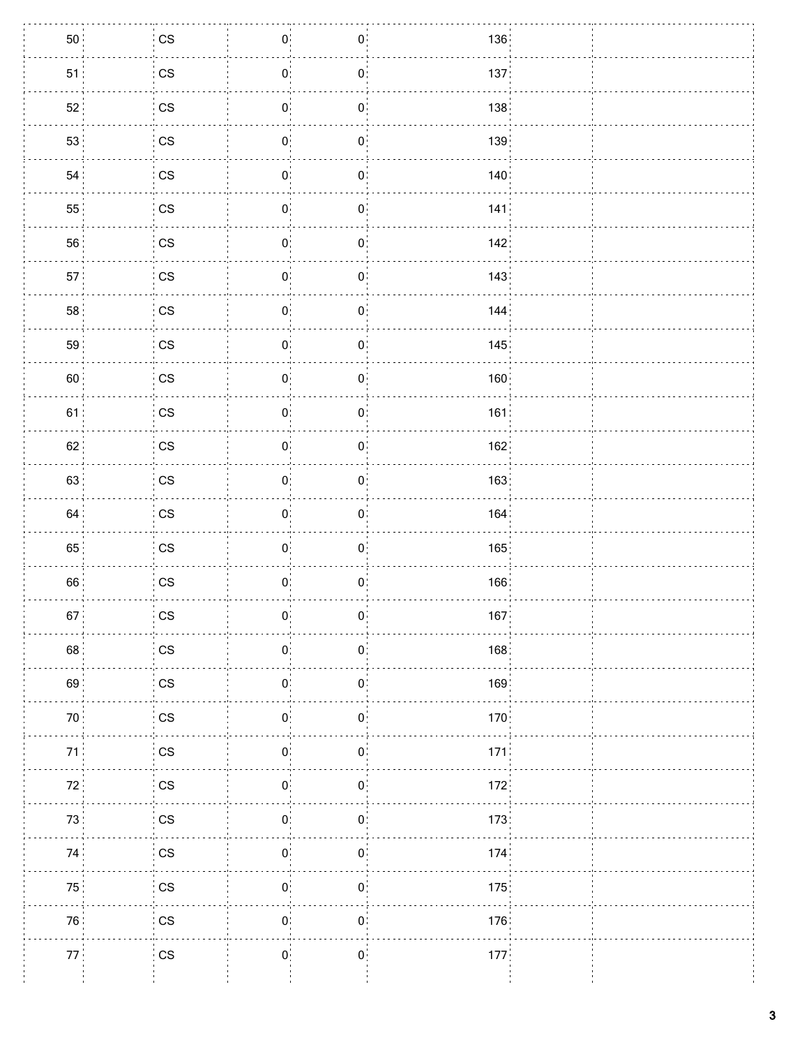| | | | | | | | |
|---|---|---|---|---|---|---|---|
| 50 | | CS | 0 | 0 | 136 | | |
| 51 | | CS | 0 | 0 | 137 | | |
| 52 | | CS | 0 | 0 | 138 | | |
| 53 | | CS | 0 | 0 | 139 | | |
| 54 | | CS | 0 | 0 | 140 | | |
| 55 | | CS | 0 | 0 | 141 | | |
| 56 | | CS | 0 | 0 | 142 | | |
| 57 | | CS | 0 | 0 | 143 | | |
| 58 | | CS | 0 | 0 | 144 | | |
| 59 | | CS | 0 | 0 | 145 | | |
| 60 | | CS | 0 | 0 | 160 | | |
| 61 | | CS | 0 | 0 | 161 | | |
| 62 | | CS | 0 | 0 | 162 | | |
| 63 | | CS | 0 | 0 | 163 | | |
| 64 | | CS | 0 | 0 | 164 | | |
| 65 | | CS | 0 | 0 | 165 | | |
| 66 | | CS | 0 | 0 | 166 | | |
| 67 | | CS | 0 | 0 | 167 | | |
| 68 | | CS | 0 | 0 | 168 | | |
| 69 | | CS | 0 | 0 | 169 | | |
| 70 | | CS | 0 | 0 | 170 | | |
| 71 | | CS | 0 | 0 | 171 | | |
| 72 | | CS | 0 | 0 | 172 | | |
| 73 | | CS | 0 | 0 | 173 | | |
| 74 | | CS | 0 | 0 | 174 | | |
| 75 | | CS | 0 | 0 | 175 | | |
| 76 | | CS | 0 | 0 | 176 | | |
| 77 | | CS | 0 | 0 | 177 | | |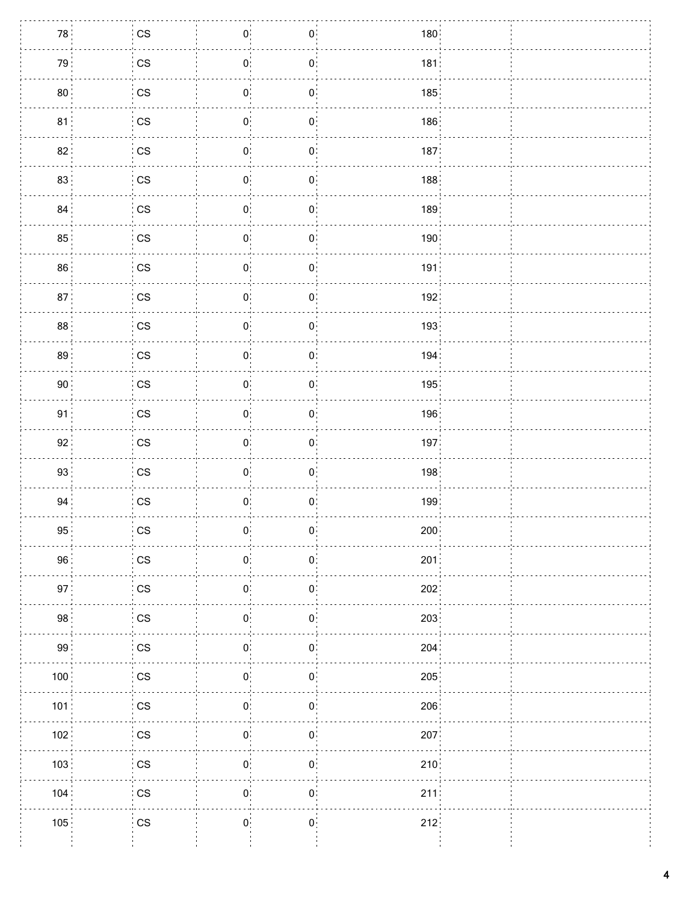| | | | | | | |
|---|---|---|---|---|---|---|
| 78 | CS | 0 | 0 | 180 | | |
| 79 | CS | 0 | 0 | 181 | | |
| 80 | CS | 0 | 0 | 185 | | |
| 81 | CS | 0 | 0 | 186 | | |
| 82 | CS | 0 | 0 | 187 | | |
| 83 | CS | 0 | 0 | 188 | | |
| 84 | CS | 0 | 0 | 189 | | |
| 85 | CS | 0 | 0 | 190 | | |
| 86 | CS | 0 | 0 | 191 | | |
| 87 | CS | 0 | 0 | 192 | | |
| 88 | CS | 0 | 0 | 193 | | |
| 89 | CS | 0 | 0 | 194 | | |
| 90 | CS | 0 | 0 | 195 | | |
| 91 | CS | 0 | 0 | 196 | | |
| 92 | CS | 0 | 0 | 197 | | |
| 93 | CS | 0 | 0 | 198 | | |
| 94 | CS | 0 | 0 | 199 | | |
| 95 | CS | 0 | 0 | 200 | | |
| 96 | CS | 0 | 0 | 201 | | |
| 97 | CS | 0 | 0 | 202 | | |
| 98 | CS | 0 | 0 | 203 | | |
| 99 | CS | 0 | 0 | 204 | | |
| 100 | CS | 0 | 0 | 205 | | |
| 101 | CS | 0 | 0 | 206 | | |
| 102 | CS | 0 | 0 | 207 | | |
| 103 | CS | 0 | 0 | 210 | | |
| 104 | CS | 0 | 0 | 211 | | |
| 105 | CS | 0 | 0 | 212 | | |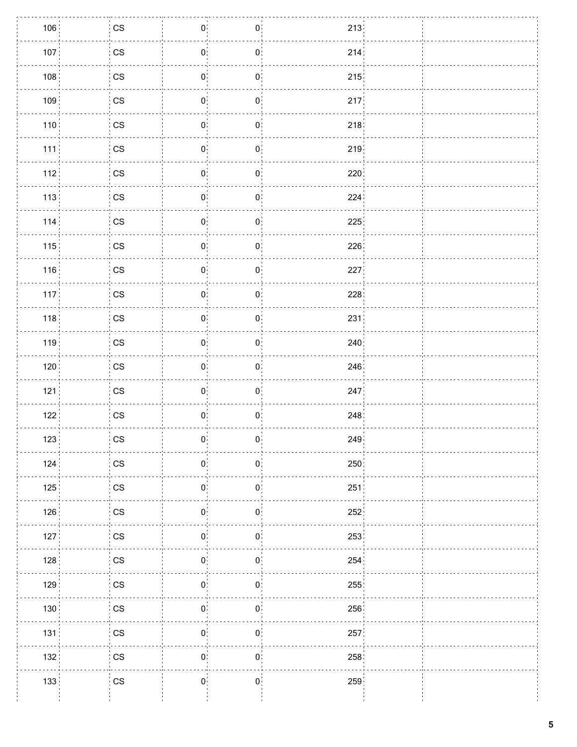| | | | | | | | |
|---|---|---|---|---|---|---|---|
| 106 | | CS | 0 | 0 | 213 | | |
| 107 | | CS | 0 | 0 | 214 | | |
| 108 | | CS | 0 | 0 | 215 | | |
| 109 | | CS | 0 | 0 | 217 | | |
| 110 | | CS | 0 | 0 | 218 | | |
| 111 | | CS | 0 | 0 | 219 | | |
| 112 | | CS | 0 | 0 | 220 | | |
| 113 | | CS | 0 | 0 | 224 | | |
| 114 | | CS | 0 | 0 | 225 | | |
| 115 | | CS | 0 | 0 | 226 | | |
| 116 | | CS | 0 | 0 | 227 | | |
| 117 | | CS | 0 | 0 | 228 | | |
| 118 | | CS | 0 | 0 | 231 | | |
| 119 | | CS | 0 | 0 | 240 | | |
| 120 | | CS | 0 | 0 | 246 | | |
| 121 | | CS | 0 | 0 | 247 | | |
| 122 | | CS | 0 | 0 | 248 | | |
| 123 | | CS | 0 | 0 | 249 | | |
| 124 | | CS | 0 | 0 | 250 | | |
| 125 | | CS | 0 | 0 | 251 | | |
| 126 | | CS | 0 | 0 | 252 | | |
| 127 | | CS | 0 | 0 | 253 | | |
| 128 | | CS | 0 | 0 | 254 | | |
| 129 | | CS | 0 | 0 | 255 | | |
| 130 | | CS | 0 | 0 | 256 | | |
| 131 | | CS | 0 | 0 | 257 | | |
| 132 | | CS | 0 | 0 | 258 | | |
| 133 | | CS | 0 | 0 | 259 | | |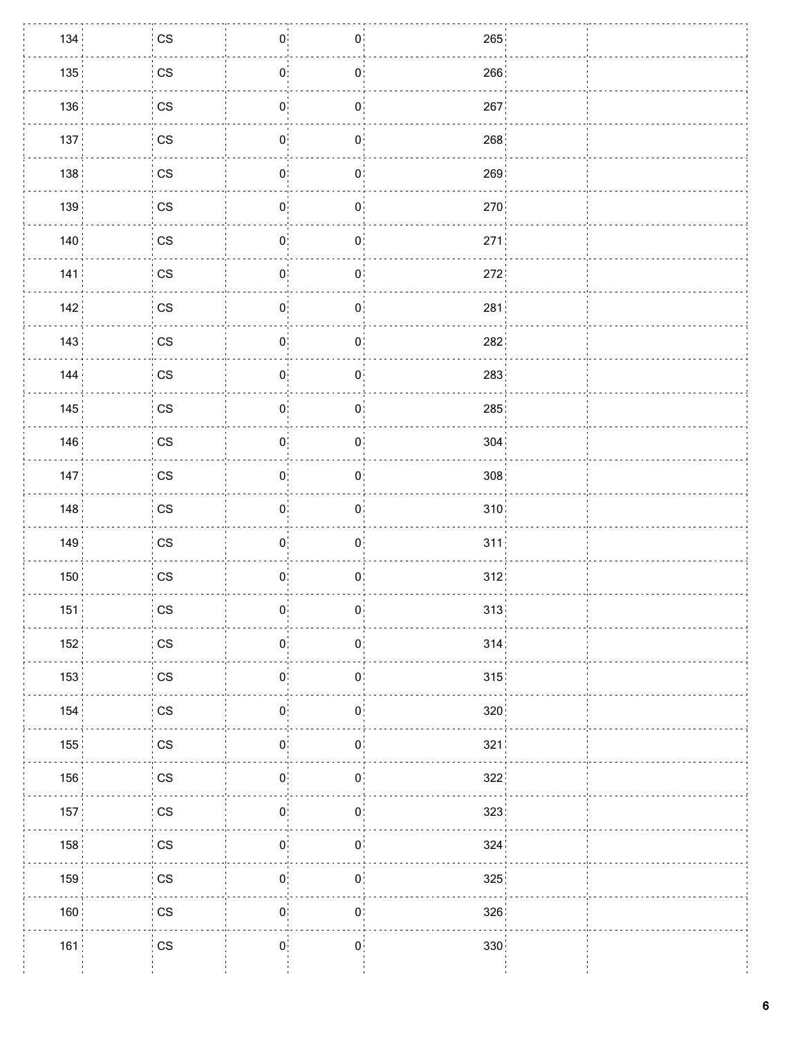| | | | | | | | |
|---|---|---|---|---|---|---|---|
| 134 | | CS | 0 | 0 | 265 | | |
| 135 | | CS | 0 | 0 | 266 | | |
| 136 | | CS | 0 | 0 | 267 | | |
| 137 | | CS | 0 | 0 | 268 | | |
| 138 | | CS | 0 | 0 | 269 | | |
| 139 | | CS | 0 | 0 | 270 | | |
| 140 | | CS | 0 | 0 | 271 | | |
| 141 | | CS | 0 | 0 | 272 | | |
| 142 | | CS | 0 | 0 | 281 | | |
| 143 | | CS | 0 | 0 | 282 | | |
| 144 | | CS | 0 | 0 | 283 | | |
| 145 | | CS | 0 | 0 | 285 | | |
| 146 | | CS | 0 | 0 | 304 | | |
| 147 | | CS | 0 | 0 | 308 | | |
| 148 | | CS | 0 | 0 | 310 | | |
| 149 | | CS | 0 | 0 | 311 | | |
| 150 | | CS | 0 | 0 | 312 | | |
| 151 | | CS | 0 | 0 | 313 | | |
| 152 | | CS | 0 | 0 | 314 | | |
| 153 | | CS | 0 | 0 | 315 | | |
| 154 | | CS | 0 | 0 | 320 | | |
| 155 | | CS | 0 | 0 | 321 | | |
| 156 | | CS | 0 | 0 | 322 | | |
| 157 | | CS | 0 | 0 | 323 | | |
| 158 | | CS | 0 | 0 | 324 | | |
| 159 | | CS | 0 | 0 | 325 | | |
| 160 | | CS | 0 | 0 | 326 | | |
| 161 | | CS | 0 | 0 | 330 | | |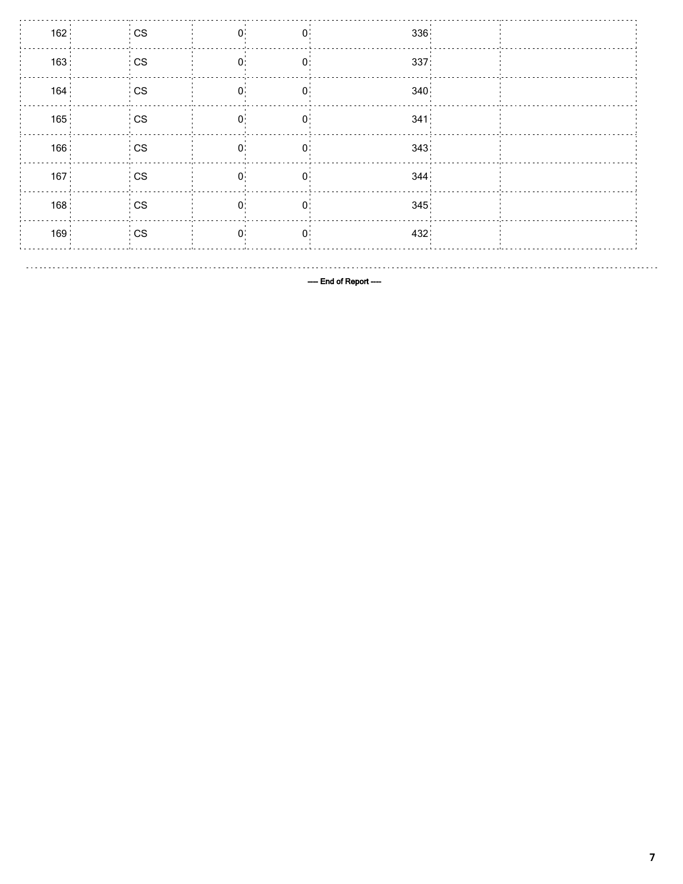| | | | | | | | |
|---|---|---|---|---|---|---|---|
| 162 | | CS | 0 | 0 | 336 | | |
| 163 | | CS | 0 | 0 | 337 | | |
| 164 | | CS | 0 | 0 | 340 | | |
| 165 | | CS | 0 | 0 | 341 | | |
| 166 | | CS | 0 | 0 | 343 | | |
| 167 | | CS | 0 | 0 | 344 | | |
| 168 | | CS | 0 | 0 | 345 | | |
| 169 | | CS | 0 | 0 | 432 | | |

**---- End of Report ----**